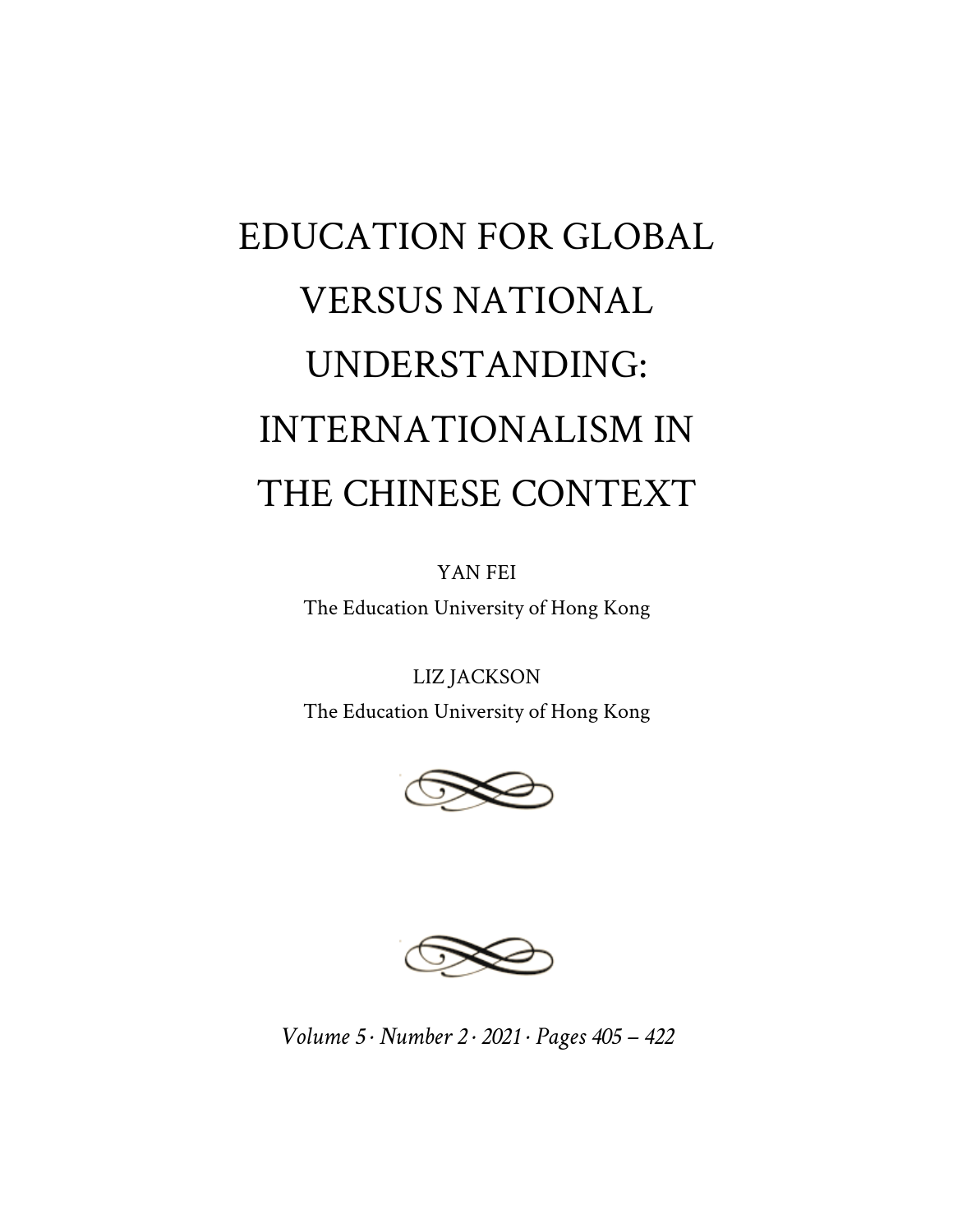# EDUCATION FOR GLOBAL VERSUS NATIONAL UNDERSTANDING: INTERNATIONALISM IN THE CHINESE CONTEXT

YAN FEI

The Education University of Hong Kong

LIZ JACKSON

The Education University of Hong Kong

*Volume 5 · Number 2 · 2021 · Pages 405 – 422*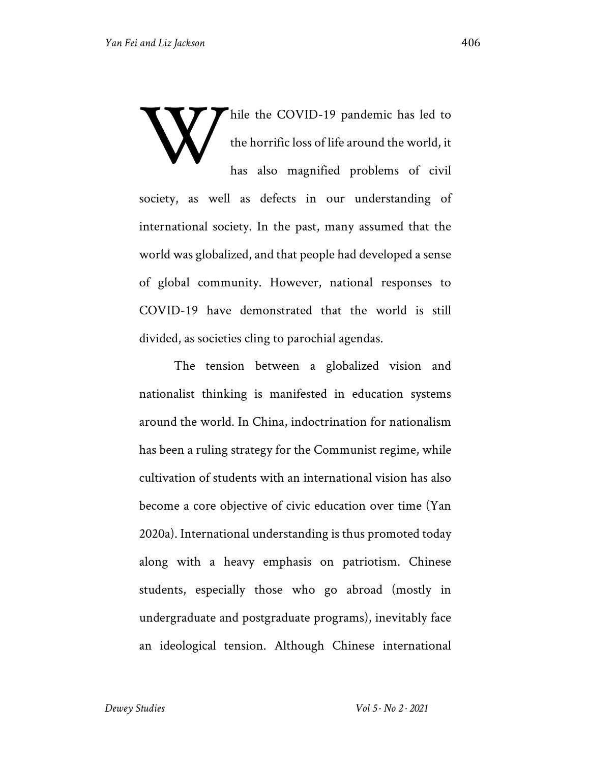While the COVID-19 pandemic has led to the horrific loss of life around the world, it has also magnified problems of civil society, as well as defects in our understanding of international society. In the past, many assumed that the world was globalized, and that people had developed a sense of global community. However, national responses to COVID-19 have demonstrated that the world is still divided, as societies cling to parochial agendas.

The tension between a globalized vision and nationalist thinking is manifested in education systems around the world. In China, indoctrination for nationalism has been a ruling strategy for the Communist regime, while cultivation of students with an international vision has also become a core objective of civic education over time (Yan 2020a). International understanding is thus promoted today along with a heavy emphasis on patriotism. Chinese students, especially those who go abroad (mostly in undergraduate and postgraduate programs), inevitably face an ideological tension. Although Chinese international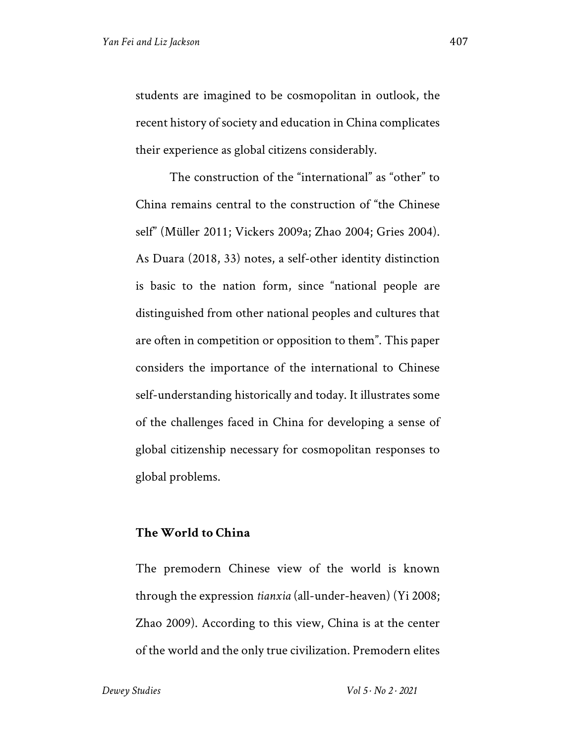students are imagined to be cosmopolitan in outlook, the recent history of society and education in China complicates their experience as global citizens considerably.

The construction of the "international" as "other" to China remains central to the construction of "the Chinese self" (Müller 2011; Vickers 2009a; Zhao 2004; Gries 2004). As Duara (2018, 33) notes, a self-other identity distinction is basic to the nation form, since "national people are distinguished from other national peoples and cultures that are often in competition or opposition to them". This paper considers the importance of the international to Chinese self-understanding historically and today. It illustrates some of the challenges faced in China for developing a sense of global citizenship necessary for cosmopolitan responses to global problems.

## The World to China

The premodern Chinese view of the world is known through the expression *tianxia* (all-under-heaven) (Yi 2008; Zhao 2009). According to this view, China is at the center of the world and the only true civilization. Premodern elites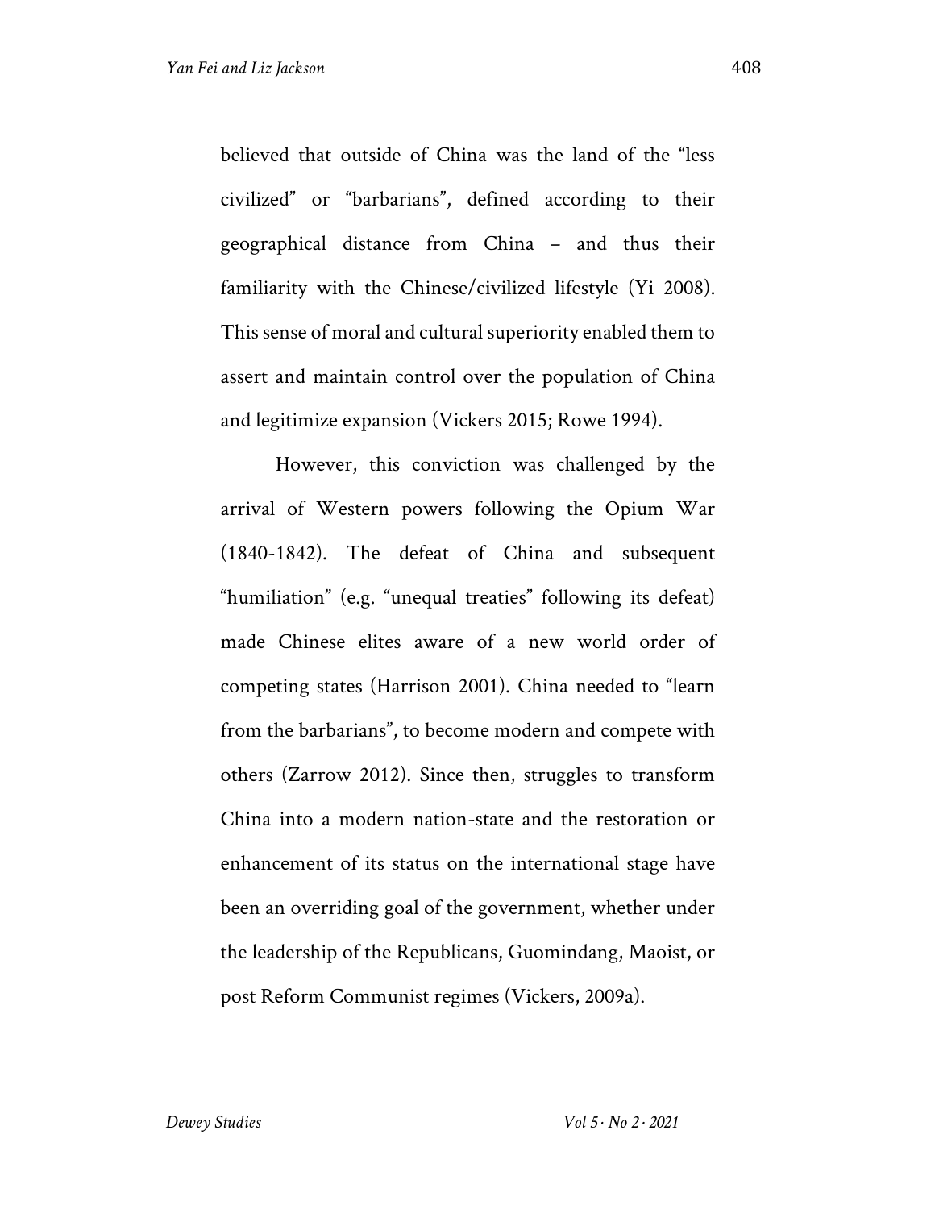believed that outside of China was the land of the "less civilized" or "barbarians", defined according to their geographical distance from China – and thus their familiarity with the Chinese/civilized lifestyle (Yi 2008). This sense of moral and cultural superiority enabled them to assert and maintain control over the population of China and legitimize expansion (Vickers 2015; Rowe 1994).

However, this conviction was challenged by the arrival of Western powers following the Opium War (1840-1842). The defeat of China and subsequent "humiliation" (e.g. "unequal treaties" following its defeat) made Chinese elites aware of a new world order of competing states (Harrison 2001). China needed to "learn from the barbarians", to become modern and compete with others (Zarrow 2012). Since then, struggles to transform China into a modern nation-state and the restoration or enhancement of its status on the international stage have been an overriding goal of the government, whether under the leadership of the Republicans, Guomindang, Maoist, or post Reform Communist regimes (Vickers, 2009a).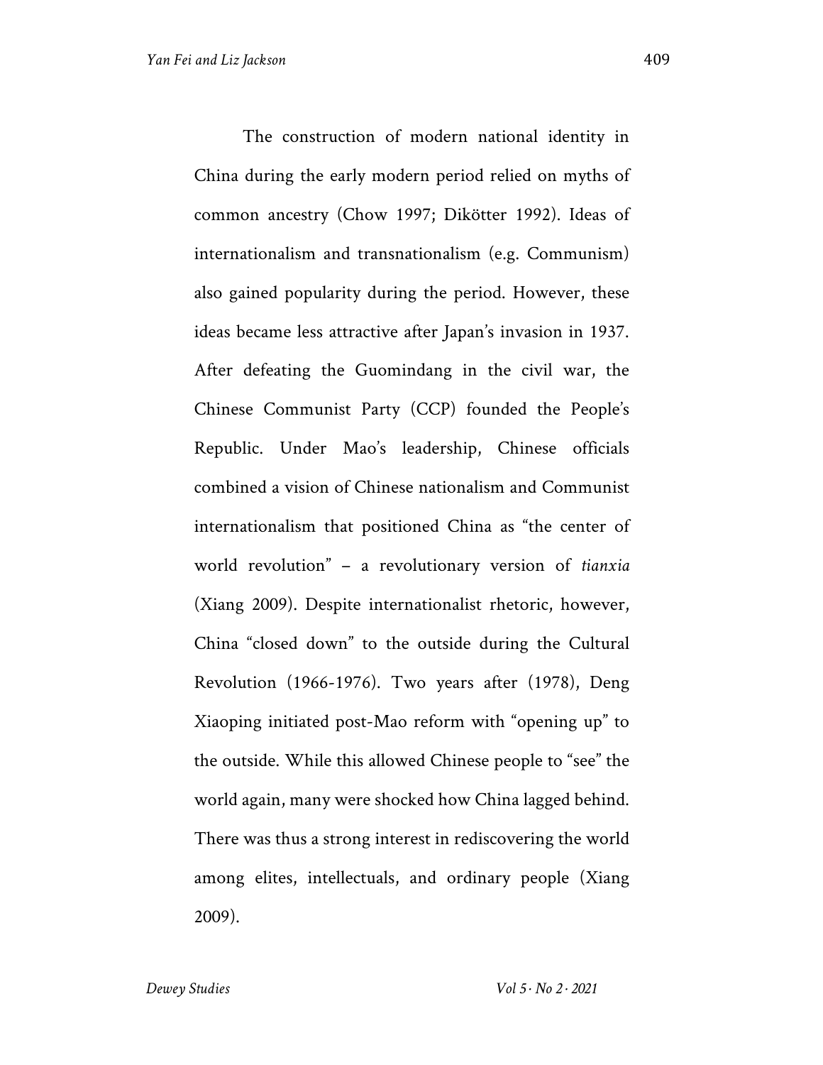The construction of modern national identity in China during the early modern period relied on myths of common ancestry (Chow 1997; Dikötter 1992). Ideas of internationalism and transnationalism (e.g. Communism) also gained popularity during the period. However, these ideas became less attractive after Japan's invasion in 1937. After defeating the Guomindang in the civil war, the Chinese Communist Party (CCP) founded the People's Republic. Under Mao's leadership, Chinese officials combined a vision of Chinese nationalism and Communist internationalism that positioned China as "the center of world revolution" – a revolutionary version of *tianxia* (Xiang 2009). Despite internationalist rhetoric, however, China "closed down" to the outside during the Cultural Revolution (1966-1976). Two years after (1978), Deng Xiaoping initiated post-Mao reform with "opening up" to the outside. While this allowed Chinese people to "see" the world again, many were shocked how China lagged behind. There was thus a strong interest in rediscovering the world among elites, intellectuals, and ordinary people (Xiang 2009).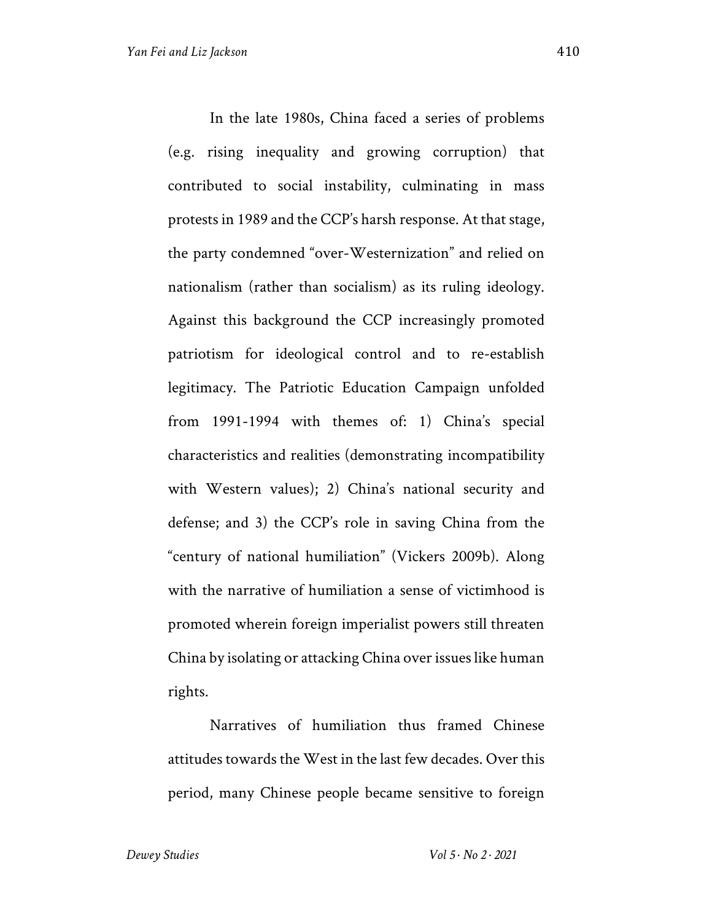In the late 1980s, China faced a series of problems (e.g. rising inequality and growing corruption) that contributed to social instability, culminating in mass protests in 1989 and the CCP's harsh response. At that stage, the party condemned "over-Westernization" and relied on nationalism (rather than socialism) as its ruling ideology. Against this background the CCP increasingly promoted patriotism for ideological control and to re-establish legitimacy. The Patriotic Education Campaign unfolded from 1991-1994 with themes of: 1) China's special characteristics and realities (demonstrating incompatibility with Western values); 2) China's national security and defense; and 3) the CCP's role in saving China from the "century of national humiliation" (Vickers 2009b). Along with the narrative of humiliation a sense of victimhood is promoted wherein foreign imperialist powers still threaten China by isolating or attacking China over issues like human rights.

Narratives of humiliation thus framed Chinese attitudes towards the West in the last few decades. Over this period, many Chinese people became sensitive to foreign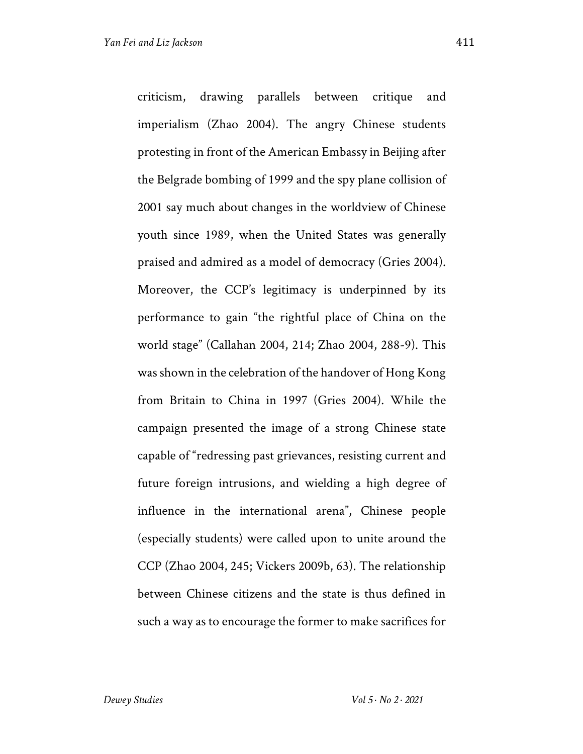criticism, drawing parallels between critique and imperialism (Zhao 2004). The angry Chinese students protesting in front of the American Embassy in Beijing after the Belgrade bombing of 1999 and the spy plane collision of 2001 say much about changes in the worldview of Chinese youth since 1989, when the United States was generally praised and admired as a model of democracy (Gries 2004). Moreover, the CCP's legitimacy is underpinned by its performance to gain "the rightful place of China on the world stage" (Callahan 2004, 214; Zhao 2004, 288-9). This was shown in the celebration of the handover of Hong Kong from Britain to China in 1997 (Gries 2004). While the campaign presented the image of a strong Chinese state capable of "redressing past grievances, resisting current and future foreign intrusions, and wielding a high degree of influence in the international arena", Chinese people (especially students) were called upon to unite around the CCP (Zhao 2004, 245; Vickers 2009b, 63). The relationship between Chinese citizens and the state is thus defined in such a way as to encourage the former to make sacrifices for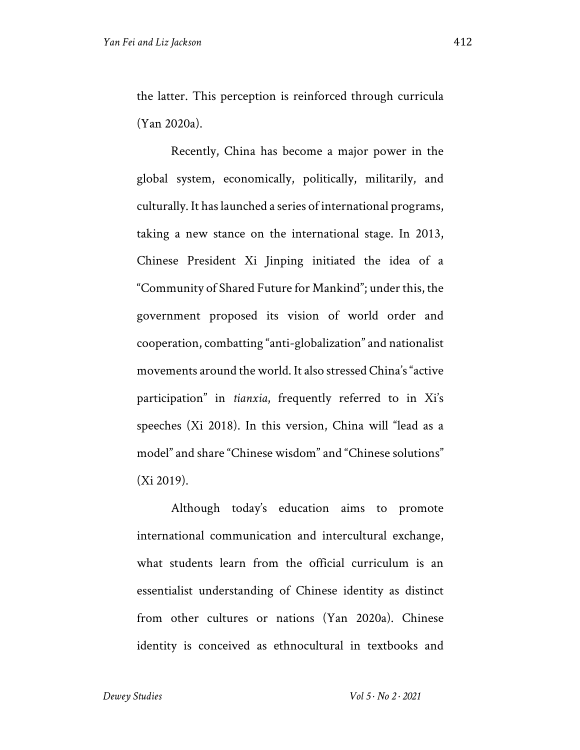the latter. This perception is reinforced through curricula (Yan 2020a).

Recently, China has become a major power in the global system, economically, politically, militarily, and culturally. It has launched a series of international programs, taking a new stance on the international stage. In 2013, Chinese President Xi Jinping initiated the idea of a "Community of Shared Future for Mankind"; under this, the government proposed its vision of world order and cooperation, combatting "anti-globalization" and nationalist movements around the world. It also stressed China's "active participation" in *tianxia*, frequently referred to in Xi's speeches (Xi 2018). In this version, China will "lead as a model" and share "Chinese wisdom" and "Chinese solutions" (Xi 2019).

Although today's education aims to promote international communication and intercultural exchange, what students learn from the official curriculum is an essentialist understanding of Chinese identity as distinct from other cultures or nations (Yan 2020a). Chinese identity is conceived as ethnocultural in textbooks and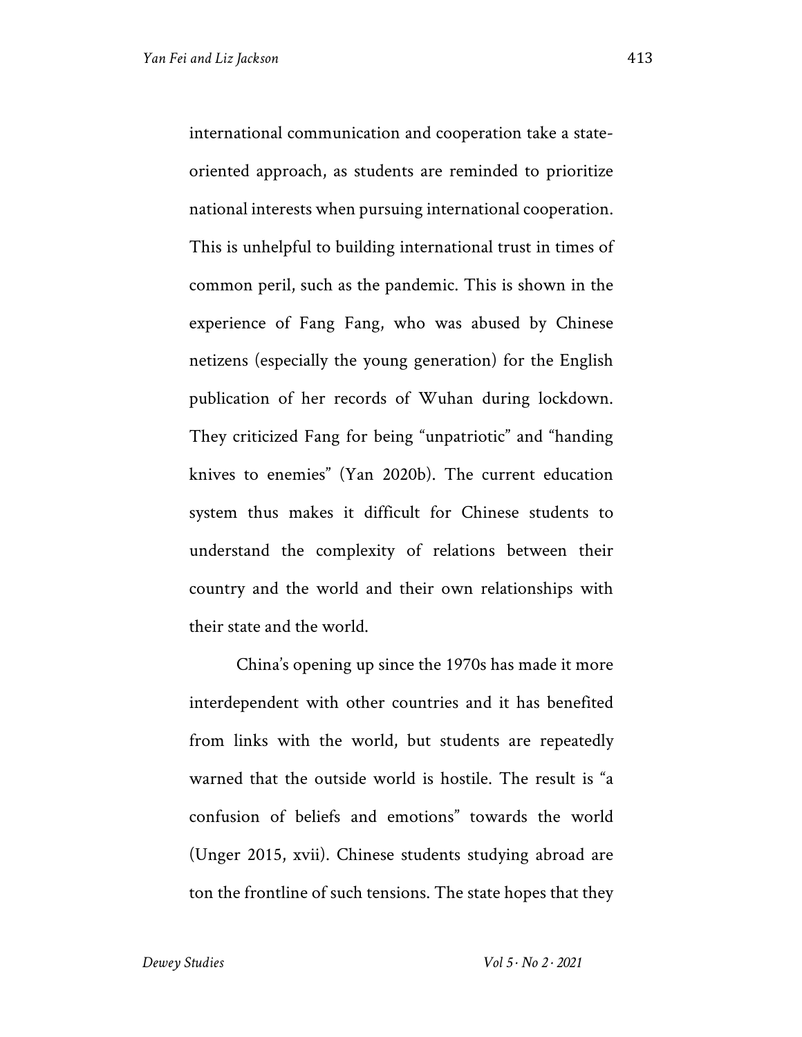international communication and cooperation take a state-oriented approach, as students are reminded to prioritize national interests when pursuing international cooperation. This is unhelpful to building international trust in times of common peril, such as the pandemic. This is shown in the experience of Fang Fang, who was abused by Chinese netizens (especially the young generation) for the English publication of her records of Wuhan during lockdown. They criticized Fang for being "unpatriotic" and "handing knives to enemies" (Yan 2020b). The current education system thus makes it difficult for Chinese students to understand the complexity of relations between their country and the world and their own relationships with their state and the world.

China's opening up since the 1970s has made it more interdependent with other countries and it has benefited from links with the world, but students are repeatedly warned that the outside world is hostile. The result is "a confusion of beliefs and emotions" towards the world (Unger 2015, xvii). Chinese students studying abroad are ton the frontline of such tensions. The state hopes that they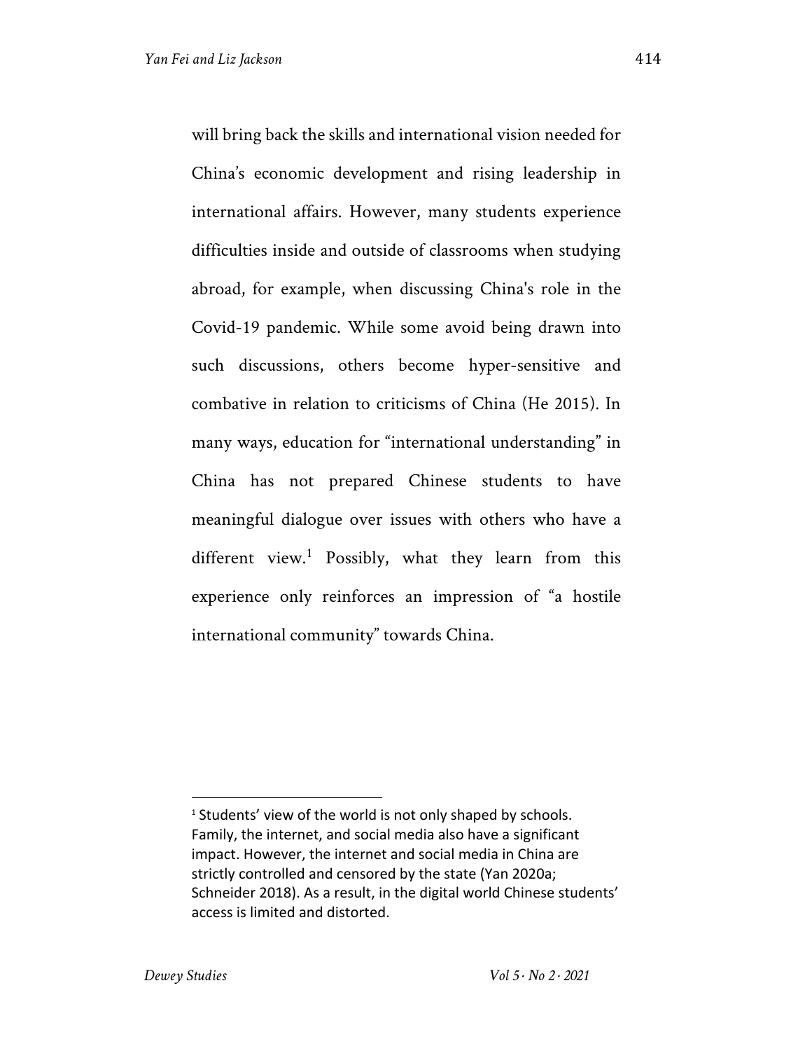will bring back the skills and international vision needed for China's economic development and rising leadership in international affairs. However, many students experience difficulties inside and outside of classrooms when studying abroad, for example, when discussing China's role in the Covid-19 pandemic. While some avoid being drawn into such discussions, others become hyper-sensitive and combative in relation to criticisms of China (He 2015). In many ways, education for "international understanding" in China has not prepared Chinese students to have meaningful dialogue over issues with others who have a different view.[1] Possibly, what they learn from this experience only reinforces an impression of "a hostile international community" towards China.

[1] Students' view of the world is not only shaped by schools. Family, the internet, and social media also have a significant impact. However, the internet and social media in China are strictly controlled and censored by the state (Yan 2020a; Schneider 2018). As a result, in the digital world Chinese students' access is limited and distorted.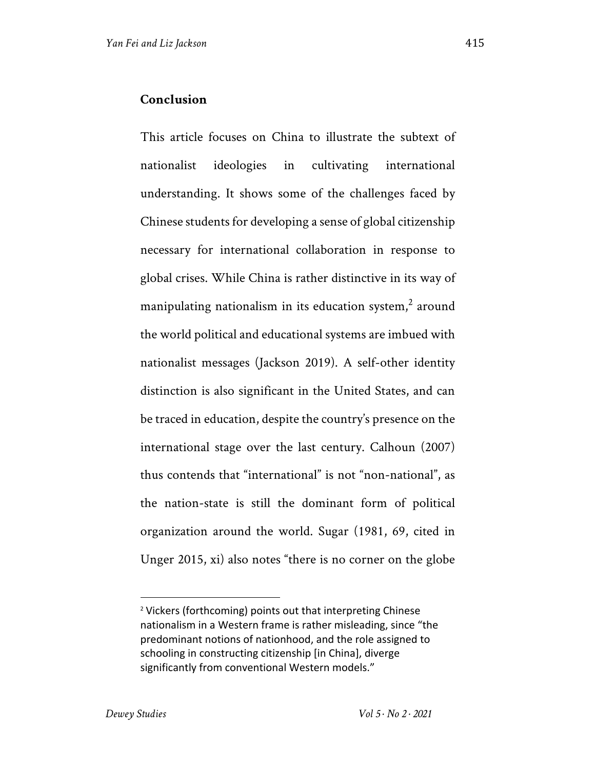## Conclusion

This article focuses on China to illustrate the subtext of nationalist ideologies in cultivating international understanding. It shows some of the challenges faced by Chinese students for developing a sense of global citizenship necessary for international collaboration in response to global crises. While China is rather distinctive in its way of manipulating nationalism in its education system,[2] around the world political and educational systems are imbued with nationalist messages (Jackson 2019). A self-other identity distinction is also significant in the United States, and can be traced in education, despite the country's presence on the international stage over the last century. Calhoun (2007) thus contends that "international" is not "non-national", as the nation-state is still the dominant form of political organization around the world. Sugar (1981, 69, cited in Unger 2015, xi) also notes "there is no corner on the globe

[2] Vickers (forthcoming) points out that interpreting Chinese nationalism in a Western frame is rather misleading, since "the predominant notions of nationhood, and the role assigned to schooling in constructing citizenship [in China], diverge significantly from conventional Western models."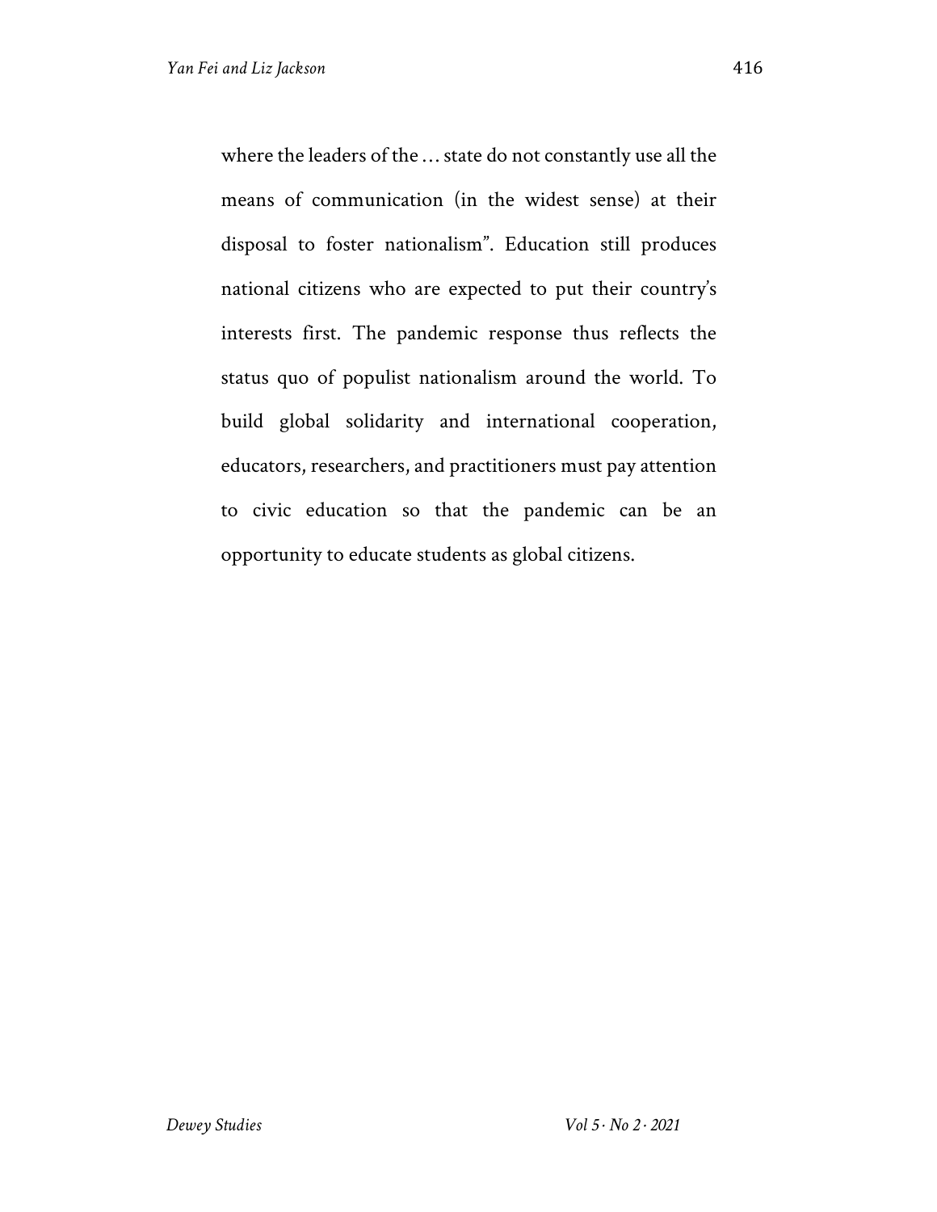where the leaders of the … state do not constantly use all the means of communication (in the widest sense) at their disposal to foster nationalism". Education still produces national citizens who are expected to put their country's interests first. The pandemic response thus reflects the status quo of populist nationalism around the world. To build global solidarity and international cooperation, educators, researchers, and practitioners must pay attention to civic education so that the pandemic can be an opportunity to educate students as global citizens.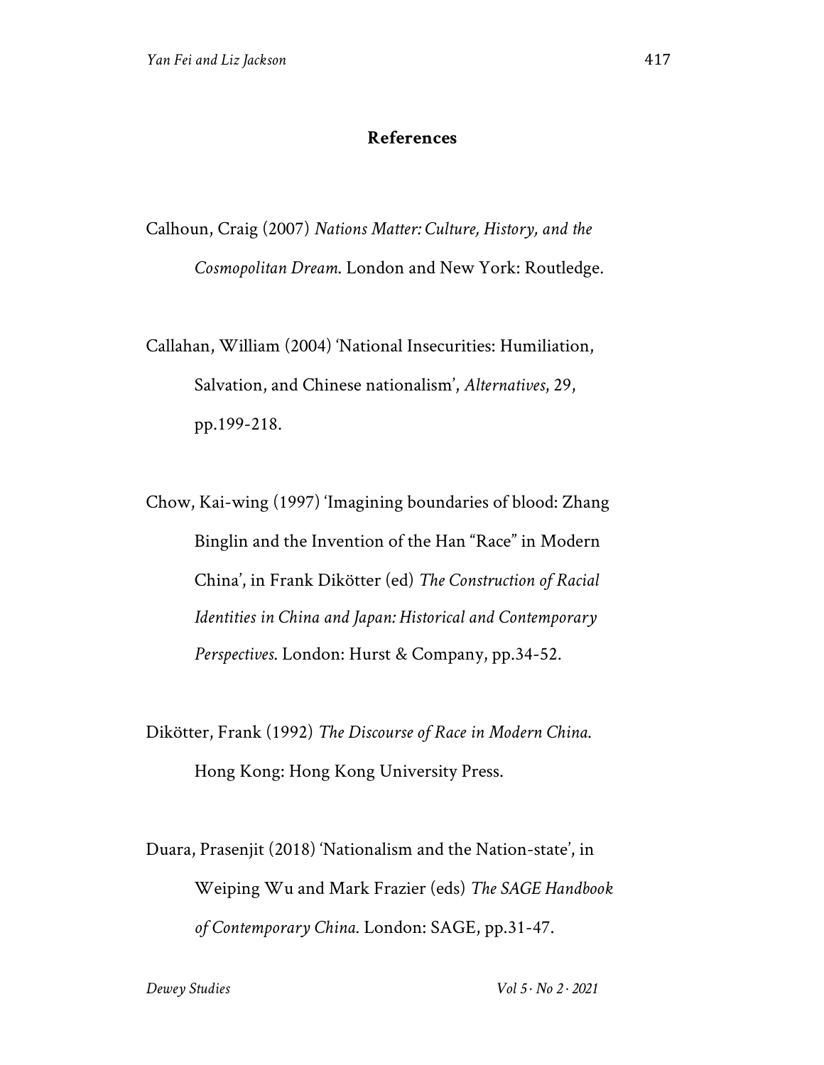## References

Calhoun, Craig (2007) *Nations Matter: Culture, History, and the Cosmopolitan Dream*. London and New York: Routledge.

Callahan, William (2004) 'National Insecurities: Humiliation, Salvation, and Chinese nationalism', *Alternatives*, 29, pp.199-218.

Chow, Kai-wing (1997) 'Imagining boundaries of blood: Zhang Binglin and the Invention of the Han "Race" in Modern China', in Frank Dikötter (ed) *The Construction of Racial Identities in China and Japan: Historical and Contemporary Perspectives*. London: Hurst & Company, pp.34-52.

Dikötter, Frank (1992) *The Discourse of Race in Modern China*. Hong Kong: Hong Kong University Press.

Duara, Prasenjit (2018) 'Nationalism and the Nation-state', in Weiping Wu and Mark Frazier (eds) *The SAGE Handbook of Contemporary China*. London: SAGE, pp.31-47.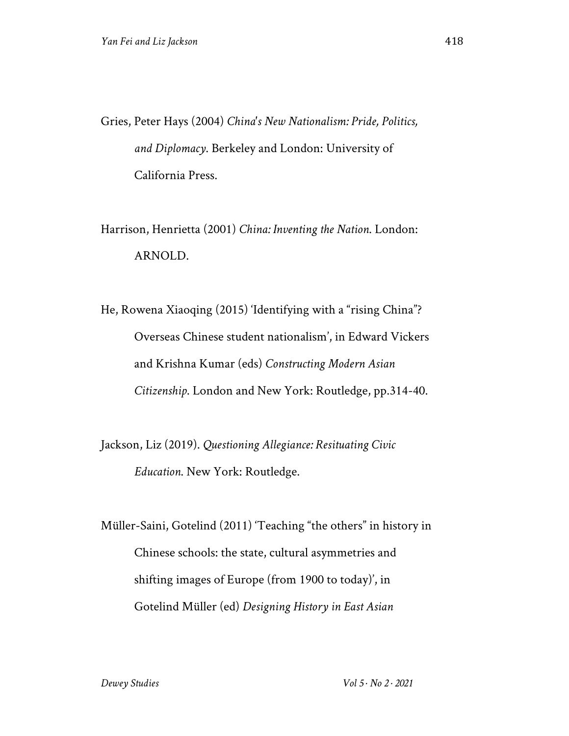Gries, Peter Hays (2004) *China's New Nationalism: Pride, Politics, and Diplomacy*. Berkeley and London: University of California Press.

Harrison, Henrietta (2001) *China: Inventing the Nation*. London: ARNOLD.

He, Rowena Xiaoqing (2015) 'Identifying with a "rising China"? Overseas Chinese student nationalism', in Edward Vickers and Krishna Kumar (eds) *Constructing Modern Asian Citizenship*. London and New York: Routledge, pp.314-40.

Jackson, Liz (2019). *Questioning Allegiance: Resituating Civic Education*. New York: Routledge.

Müller-Saini, Gotelind (2011) 'Teaching "the others" in history in Chinese schools: the state, cultural asymmetries and shifting images of Europe (from 1900 to today)', in Gotelind Müller (ed) *Designing History in East Asian*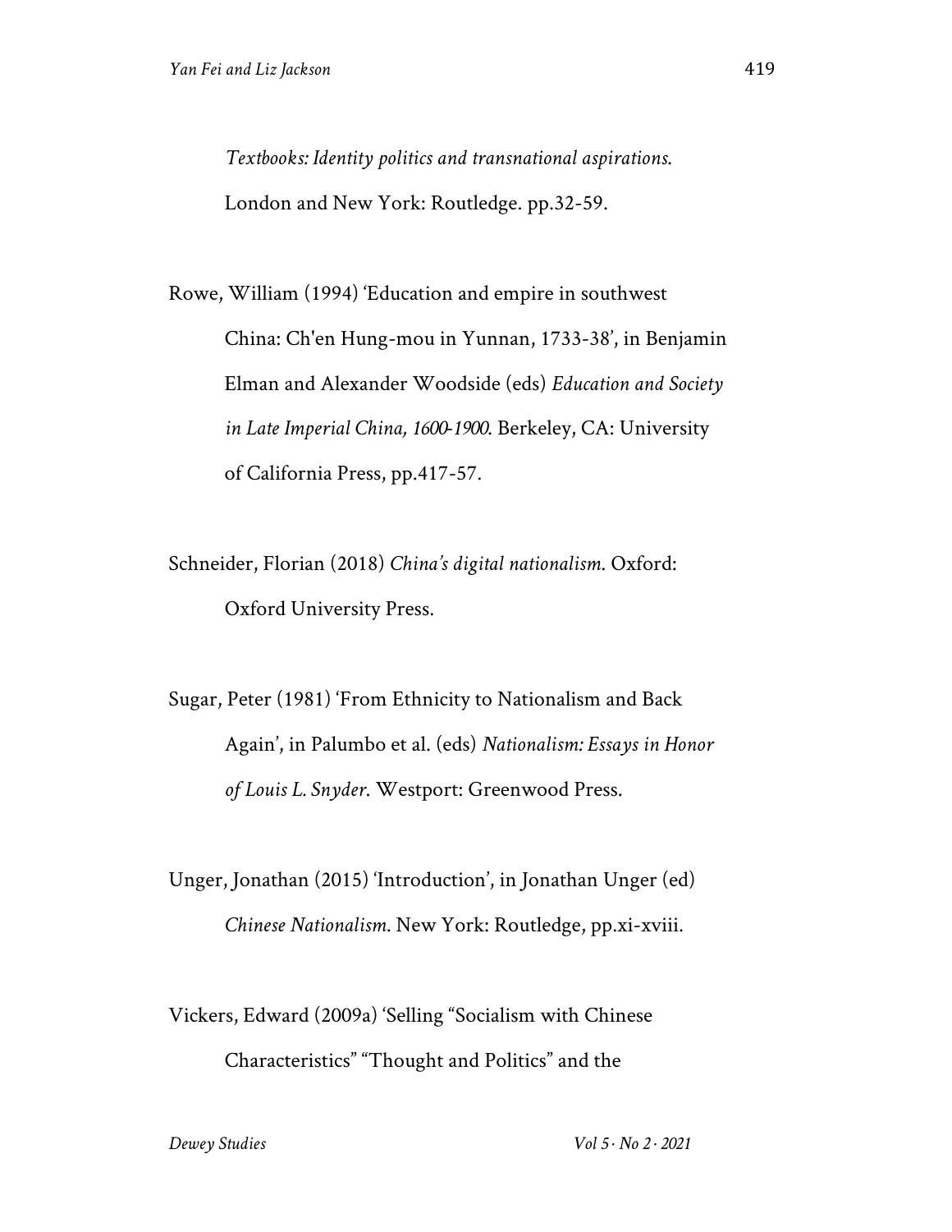*Textbooks: Identity politics and transnational aspirations*. London and New York: Routledge. pp.32-59.

Rowe, William (1994) 'Education and empire in southwest China: Ch'en Hung-mou in Yunnan, 1733-38', in Benjamin Elman and Alexander Woodside (eds) *Education and Society in Late Imperial China, 1600-1900*. Berkeley, CA: University of California Press, pp.417-57.

Schneider, Florian (2018) *China's digital nationalism*. Oxford: Oxford University Press.

Sugar, Peter (1981) 'From Ethnicity to Nationalism and Back Again', in Palumbo et al. (eds) *Nationalism: Essays in Honor of Louis L. Snyder*. Westport: Greenwood Press.

Unger, Jonathan (2015) 'Introduction', in Jonathan Unger (ed) *Chinese Nationalism*. New York: Routledge, pp.xi-xviii.

Vickers, Edward (2009a) 'Selling "Socialism with Chinese Characteristics" "Thought and Politics" and the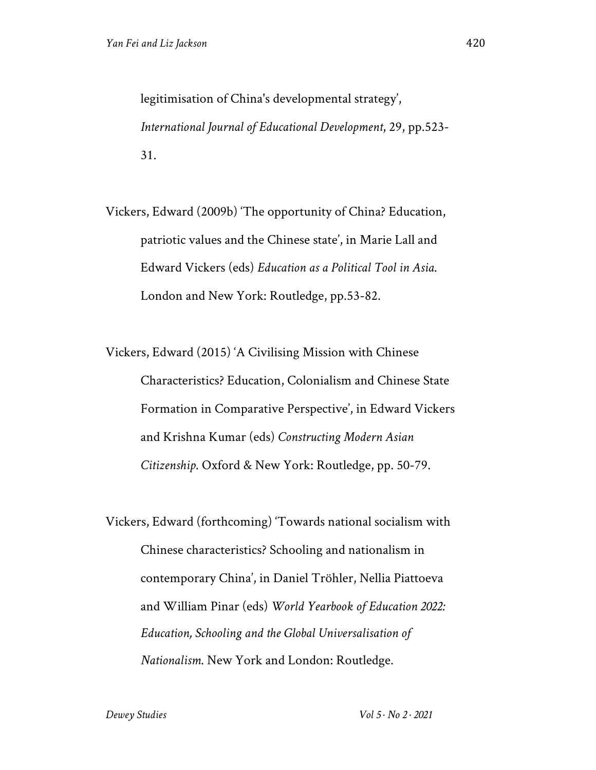legitimisation of China's developmental strategy', *International Journal of Educational Development*, 29, pp.523-31.

Vickers, Edward (2009b) 'The opportunity of China? Education, patriotic values and the Chinese state', in Marie Lall and Edward Vickers (eds) *Education as a Political Tool in Asia*. London and New York: Routledge, pp.53-82.

Vickers, Edward (2015) 'A Civilising Mission with Chinese Characteristics? Education, Colonialism and Chinese State Formation in Comparative Perspective', in Edward Vickers and Krishna Kumar (eds) *Constructing Modern Asian Citizenship*. Oxford & New York: Routledge, pp. 50-79.

Vickers, Edward (forthcoming) 'Towards national socialism with Chinese characteristics? Schooling and nationalism in contemporary China', in Daniel Tröhler, Nellia Piattoeva and William Pinar (eds) *World Yearbook of Education 2022: Education, Schooling and the Global Universalisation of Nationalism*. New York and London: Routledge.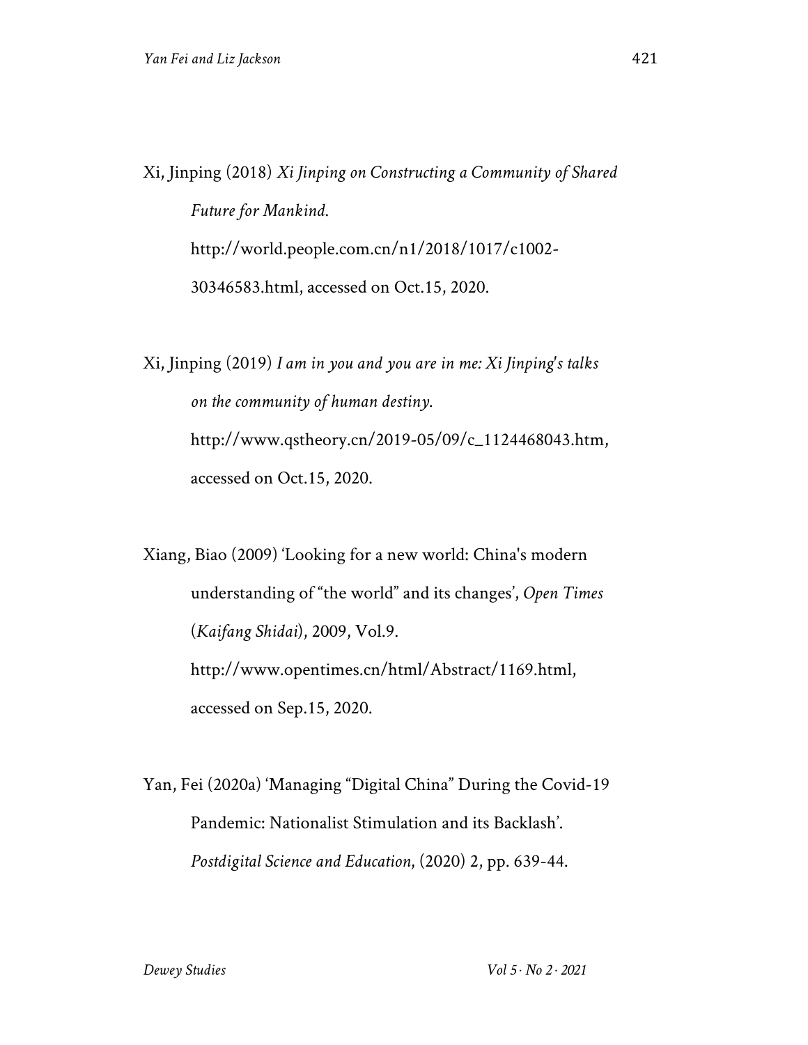Xi, Jinping (2018) *Xi Jinping on Constructing a Community of Shared Future for Mankind*. http://world.people.com.cn/n1/2018/1017/c1002-30346583.html, accessed on Oct.15, 2020.

Xi, Jinping (2019) *I am in you and you are in me: Xi Jinping's talks on the community of human destiny*. http://www.qstheory.cn/2019-05/09/c_1124468043.htm, accessed on Oct.15, 2020.

Xiang, Biao (2009) 'Looking for a new world: China's modern understanding of "the world" and its changes', *Open Times* (*Kaifang Shidai*), 2009, Vol.9. http://www.opentimes.cn/html/Abstract/1169.html, accessed on Sep.15, 2020.

Yan, Fei (2020a) 'Managing "Digital China" During the Covid-19 Pandemic: Nationalist Stimulation and its Backlash'. *Postdigital Science and Education*, (2020) 2, pp. 639-44.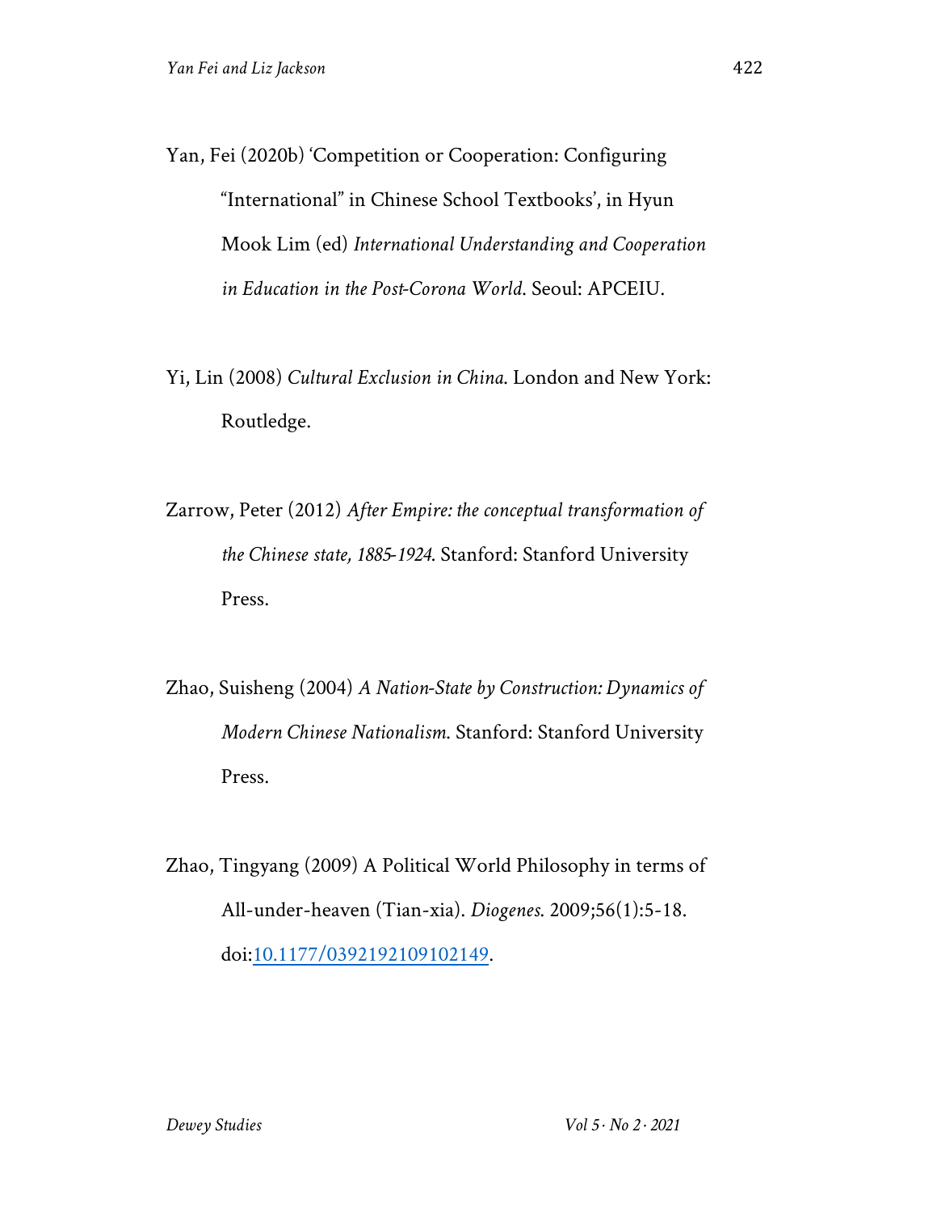Yan, Fei (2020b) 'Competition or Cooperation: Configuring "International" in Chinese School Textbooks', in Hyun Mook Lim (ed) *International Understanding and Cooperation in Education in the Post-Corona World*. Seoul: APCEIU.

Yi, Lin (2008) *Cultural Exclusion in China*. London and New York: Routledge.

Zarrow, Peter (2012) *After Empire: the conceptual transformation of the Chinese state, 1885-1924*. Stanford: Stanford University Press.

Zhao, Suisheng (2004) *A Nation-State by Construction: Dynamics of Modern Chinese Nationalism*. Stanford: Stanford University Press.

Zhao, Tingyang (2009) A Political World Philosophy in terms of All-under-heaven (Tian-xia). *Diogenes*. 2009;56(1):5-18. doi:10.1177/0392192109102149.